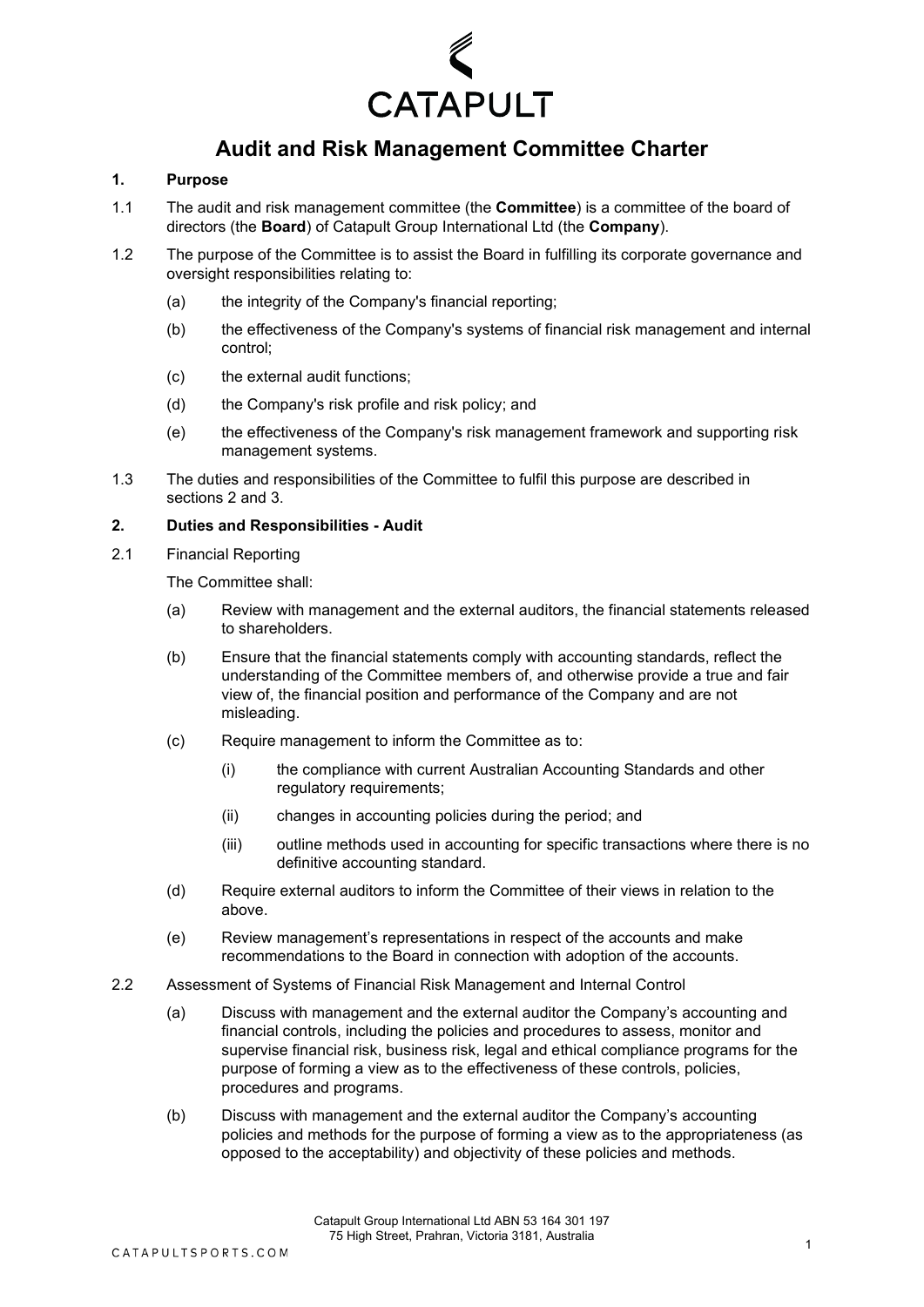# Audit and Risk Management Committee Charter

## 1. Purpose

1.1 The audit and risk management committee (the **Committee**) is a committee of the board of directors (the **Board**) of Catapult Group International Ltd (the **Company**).

1.2 The purpose of the Committee is to assist the Board in fulfilling its corporate governance and oversight responsibilities relating to:

- (a) the integrity of the Company's financial reporting;
- (b) the effectiveness of the Company's systems of financial risk management and internal control;
- (c) the external audit functions;
- (d) the Company's risk profile and risk policy; and
- (e) the effectiveness of the Company's risk management framework and supporting risk management systems.

1.3 The duties and responsibilities of the Committee to fulfil this purpose are described in sections 2 and 3.

## 2. Duties and Responsibilities - Audit

2.1 Financial Reporting

The Committee shall:

- (a) Review with management and the external auditors, the financial statements released to shareholders.
- (b) Ensure that the financial statements comply with accounting standards, reflect the understanding of the Committee members of, and otherwise provide a true and fair view of, the financial position and performance of the Company and are not misleading.
- (c) Require management to inform the Committee as to:
  - (i) the compliance with current Australian Accounting Standards and other regulatory requirements;
  - (ii) changes in accounting policies during the period; and
  - (iii) outline methods used in accounting for specific transactions where there is no definitive accounting standard.
- (d) Require external auditors to inform the Committee of their views in relation to the above.
- (e) Review management's representations in respect of the accounts and make recommendations to the Board in connection with adoption of the accounts.

2.2 Assessment of Systems of Financial Risk Management and Internal Control

- (a) Discuss with management and the external auditor the Company's accounting and financial controls, including the policies and procedures to assess, monitor and supervise financial risk, business risk, legal and ethical compliance programs for the purpose of forming a view as to the effectiveness of these controls, policies, procedures and programs.
- (b) Discuss with management and the external auditor the Company's accounting policies and methods for the purpose of forming a view as to the appropriateness (as opposed to the acceptability) and objectivity of these policies and methods.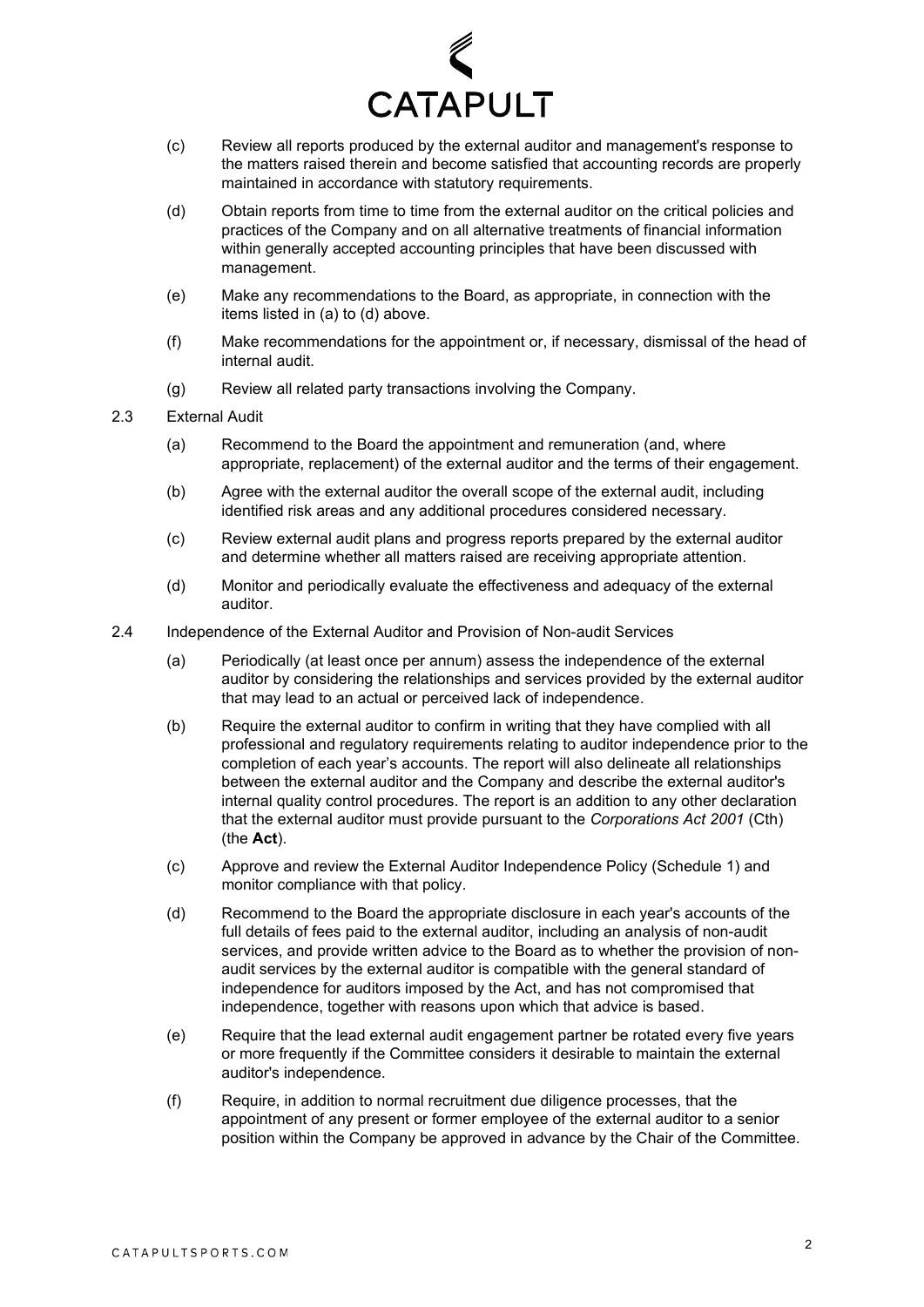(c) Review all reports produced by the external auditor and management's response to the matters raised therein and become satisfied that accounting records are properly maintained in accordance with statutory requirements.

(d) Obtain reports from time to time from the external auditor on the critical policies and practices of the Company and on all alternative treatments of financial information within generally accepted accounting principles that have been discussed with management.

(e) Make any recommendations to the Board, as appropriate, in connection with the items listed in (a) to (d) above.

(f) Make recommendations for the appointment or, if necessary, dismissal of the head of internal audit.

(g) Review all related party transactions involving the Company.

2.3 External Audit

(a) Recommend to the Board the appointment and remuneration (and, where appropriate, replacement) of the external auditor and the terms of their engagement.

(b) Agree with the external auditor the overall scope of the external audit, including identified risk areas and any additional procedures considered necessary.

(c) Review external audit plans and progress reports prepared by the external auditor and determine whether all matters raised are receiving appropriate attention.

(d) Monitor and periodically evaluate the effectiveness and adequacy of the external auditor.

2.4 Independence of the External Auditor and Provision of Non-audit Services

(a) Periodically (at least once per annum) assess the independence of the external auditor by considering the relationships and services provided by the external auditor that may lead to an actual or perceived lack of independence.

(b) Require the external auditor to confirm in writing that they have complied with all professional and regulatory requirements relating to auditor independence prior to the completion of each year's accounts. The report will also delineate all relationships between the external auditor and the Company and describe the external auditor's internal quality control procedures. The report is an addition to any other declaration that the external auditor must provide pursuant to the *Corporations Act 2001* (Cth) (the **Act**).

(c) Approve and review the External Auditor Independence Policy (Schedule 1) and monitor compliance with that policy.

(d) Recommend to the Board the appropriate disclosure in each year's accounts of the full details of fees paid to the external auditor, including an analysis of non-audit services, and provide written advice to the Board as to whether the provision of non-audit services by the external auditor is compatible with the general standard of independence for auditors imposed by the Act, and has not compromised that independence, together with reasons upon which that advice is based.

(e) Require that the lead external audit engagement partner be rotated every five years or more frequently if the Committee considers it desirable to maintain the external auditor's independence.

(f) Require, in addition to normal recruitment due diligence processes, that the appointment of any present or former employee of the external auditor to a senior position within the Company be approved in advance by the Chair of the Committee.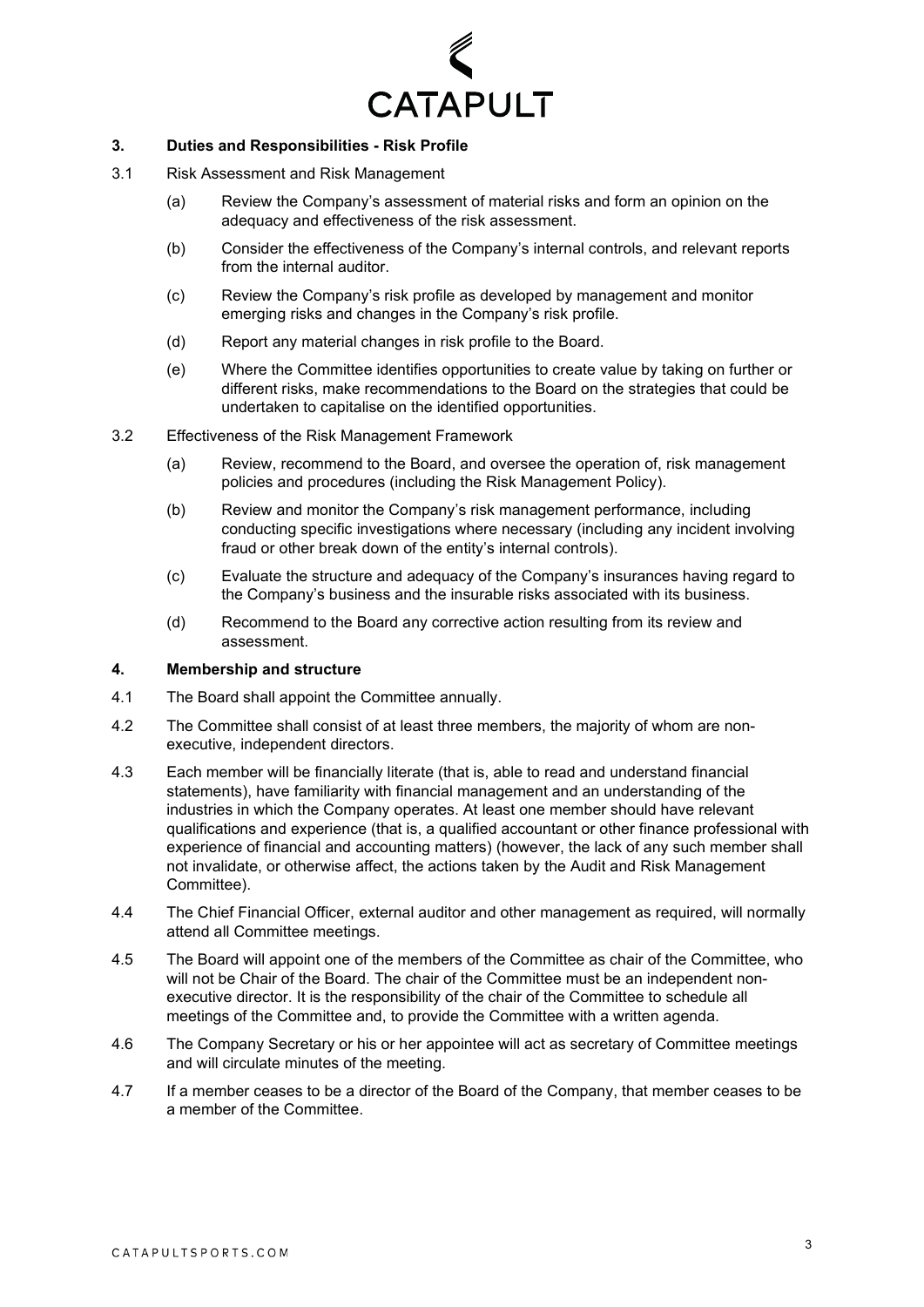## 3. Duties and Responsibilities - Risk Profile

3.1 Risk Assessment and Risk Management

(a) Review the Company's assessment of material risks and form an opinion on the adequacy and effectiveness of the risk assessment.

(b) Consider the effectiveness of the Company's internal controls, and relevant reports from the internal auditor.

(c) Review the Company's risk profile as developed by management and monitor emerging risks and changes in the Company's risk profile.

(d) Report any material changes in risk profile to the Board.

(e) Where the Committee identifies opportunities to create value by taking on further or different risks, make recommendations to the Board on the strategies that could be undertaken to capitalise on the identified opportunities.

3.2 Effectiveness of the Risk Management Framework

(a) Review, recommend to the Board, and oversee the operation of, risk management policies and procedures (including the Risk Management Policy).

(b) Review and monitor the Company's risk management performance, including conducting specific investigations where necessary (including any incident involving fraud or other break down of the entity's internal controls).

(c) Evaluate the structure and adequacy of the Company's insurances having regard to the Company's business and the insurable risks associated with its business.

(d) Recommend to the Board any corrective action resulting from its review and assessment.

## 4. Membership and structure

4.1 The Board shall appoint the Committee annually.

4.2 The Committee shall consist of at least three members, the majority of whom are non-executive, independent directors.

4.3 Each member will be financially literate (that is, able to read and understand financial statements), have familiarity with financial management and an understanding of the industries in which the Company operates. At least one member should have relevant qualifications and experience (that is, a qualified accountant or other finance professional with experience of financial and accounting matters) (however, the lack of any such member shall not invalidate, or otherwise affect, the actions taken by the Audit and Risk Management Committee).

4.4 The Chief Financial Officer, external auditor and other management as required, will normally attend all Committee meetings.

4.5 The Board will appoint one of the members of the Committee as chair of the Committee, who will not be Chair of the Board. The chair of the Committee must be an independent non-executive director. It is the responsibility of the chair of the Committee to schedule all meetings of the Committee and, to provide the Committee with a written agenda.

4.6 The Company Secretary or his or her appointee will act as secretary of Committee meetings and will circulate minutes of the meeting.

4.7 If a member ceases to be a director of the Board of the Company, that member ceases to be a member of the Committee.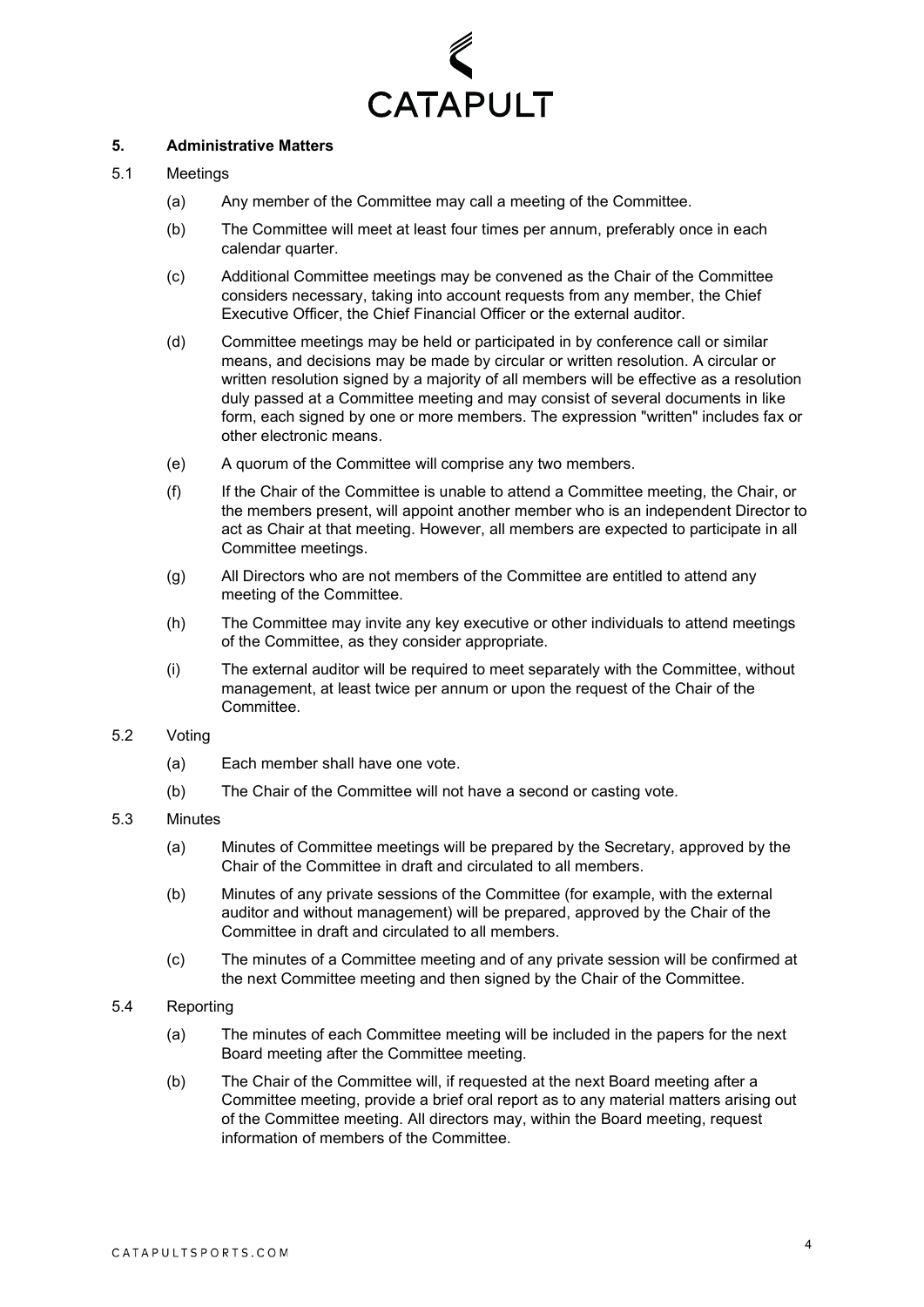## 5. Administrative Matters

5.1 Meetings

(a) Any member of the Committee may call a meeting of the Committee.

(b) The Committee will meet at least four times per annum, preferably once in each calendar quarter.

(c) Additional Committee meetings may be convened as the Chair of the Committee considers necessary, taking into account requests from any member, the Chief Executive Officer, the Chief Financial Officer or the external auditor.

(d) Committee meetings may be held or participated in by conference call or similar means, and decisions may be made by circular or written resolution. A circular or written resolution signed by a majority of all members will be effective as a resolution duly passed at a Committee meeting and may consist of several documents in like form, each signed by one or more members. The expression "written" includes fax or other electronic means.

(e) A quorum of the Committee will comprise any two members.

(f) If the Chair of the Committee is unable to attend a Committee meeting, the Chair, or the members present, will appoint another member who is an independent Director to act as Chair at that meeting. However, all members are expected to participate in all Committee meetings.

(g) All Directors who are not members of the Committee are entitled to attend any meeting of the Committee.

(h) The Committee may invite any key executive or other individuals to attend meetings of the Committee, as they consider appropriate.

(i) The external auditor will be required to meet separately with the Committee, without management, at least twice per annum or upon the request of the Chair of the Committee.

5.2 Voting

(a) Each member shall have one vote.

(b) The Chair of the Committee will not have a second or casting vote.

5.3 Minutes

(a) Minutes of Committee meetings will be prepared by the Secretary, approved by the Chair of the Committee in draft and circulated to all members.

(b) Minutes of any private sessions of the Committee (for example, with the external auditor and without management) will be prepared, approved by the Chair of the Committee in draft and circulated to all members.

(c) The minutes of a Committee meeting and of any private session will be confirmed at the next Committee meeting and then signed by the Chair of the Committee.

5.4 Reporting

(a) The minutes of each Committee meeting will be included in the papers for the next Board meeting after the Committee meeting.

(b) The Chair of the Committee will, if requested at the next Board meeting after a Committee meeting, provide a brief oral report as to any material matters arising out of the Committee meeting. All directors may, within the Board meeting, request information of members of the Committee.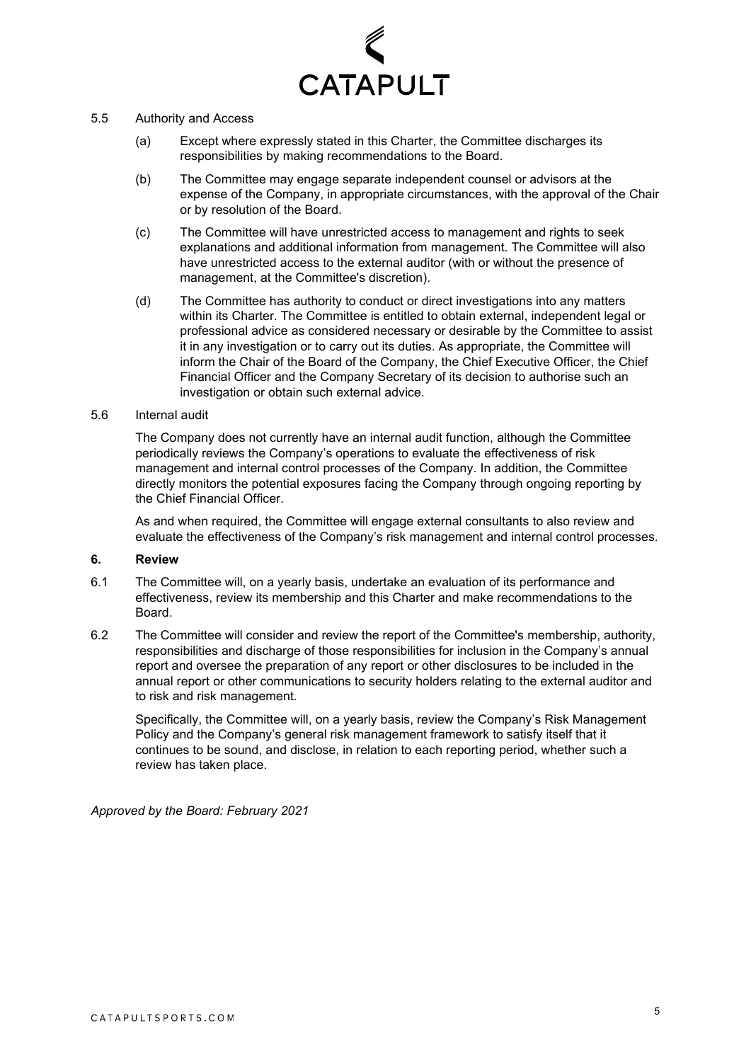5.5 Authority and Access

(a) Except where expressly stated in this Charter, the Committee discharges its responsibilities by making recommendations to the Board.

(b) The Committee may engage separate independent counsel or advisors at the expense of the Company, in appropriate circumstances, with the approval of the Chair or by resolution of the Board.

(c) The Committee will have unrestricted access to management and rights to seek explanations and additional information from management. The Committee will also have unrestricted access to the external auditor (with or without the presence of management, at the Committee's discretion).

(d) The Committee has authority to conduct or direct investigations into any matters within its Charter. The Committee is entitled to obtain external, independent legal or professional advice as considered necessary or desirable by the Committee to assist it in any investigation or to carry out its duties. As appropriate, the Committee will inform the Chair of the Board of the Company, the Chief Executive Officer, the Chief Financial Officer and the Company Secretary of its decision to authorise such an investigation or obtain such external advice.

5.6 Internal audit

The Company does not currently have an internal audit function, although the Committee periodically reviews the Company's operations to evaluate the effectiveness of risk management and internal control processes of the Company. In addition, the Committee directly monitors the potential exposures facing the Company through ongoing reporting by the Chief Financial Officer.

As and when required, the Committee will engage external consultants to also review and evaluate the effectiveness of the Company's risk management and internal control processes.

## 6. Review

6.1 The Committee will, on a yearly basis, undertake an evaluation of its performance and effectiveness, review its membership and this Charter and make recommendations to the Board.

6.2 The Committee will consider and review the report of the Committee's membership, authority, responsibilities and discharge of those responsibilities for inclusion in the Company's annual report and oversee the preparation of any report or other disclosures to be included in the annual report or other communications to security holders relating to the external auditor and to risk and risk management.

Specifically, the Committee will, on a yearly basis, review the Company's Risk Management Policy and the Company's general risk management framework to satisfy itself that it continues to be sound, and disclose, in relation to each reporting period, whether such a review has taken place.

*Approved by the Board: February 2021*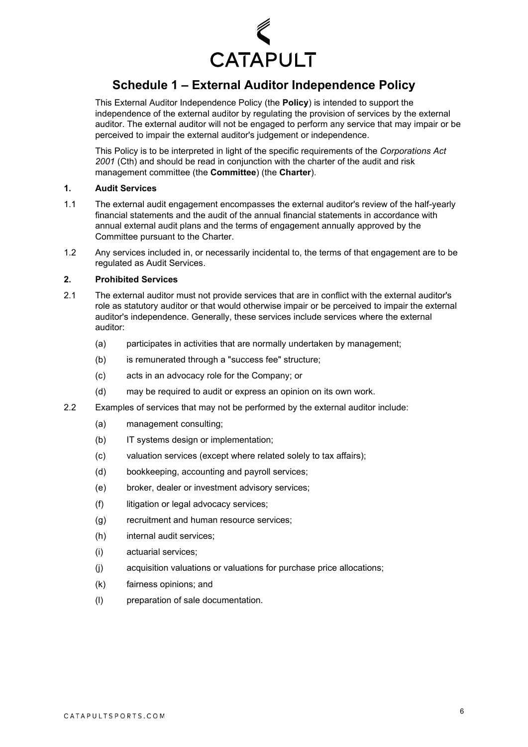# Schedule 1 – External Auditor Independence Policy

This External Auditor Independence Policy (the **Policy**) is intended to support the independence of the external auditor by regulating the provision of services by the external auditor. The external auditor will not be engaged to perform any service that may impair or be perceived to impair the external auditor's judgement or independence.

This Policy is to be interpreted in light of the specific requirements of the *Corporations Act 2001* (Cth) and should be read in conjunction with the charter of the audit and risk management committee (the **Committee**) (the **Charter**).

## 1. Audit Services

1.1 The external audit engagement encompasses the external auditor's review of the half-yearly financial statements and the audit of the annual financial statements in accordance with annual external audit plans and the terms of engagement annually approved by the Committee pursuant to the Charter.

1.2 Any services included in, or necessarily incidental to, the terms of that engagement are to be regulated as Audit Services.

## 2. Prohibited Services

2.1 The external auditor must not provide services that are in conflict with the external auditor's role as statutory auditor or that would otherwise impair or be perceived to impair the external auditor's independence. Generally, these services include services where the external auditor:

- (a) participates in activities that are normally undertaken by management;
- (b) is remunerated through a "success fee" structure;
- (c) acts in an advocacy role for the Company; or
- (d) may be required to audit or express an opinion on its own work.

2.2 Examples of services that may not be performed by the external auditor include:

- (a) management consulting;
- (b) IT systems design or implementation;
- (c) valuation services (except where related solely to tax affairs);
- (d) bookkeeping, accounting and payroll services;
- (e) broker, dealer or investment advisory services;
- (f) litigation or legal advocacy services;
- (g) recruitment and human resource services;
- (h) internal audit services;
- (i) actuarial services;
- (j) acquisition valuations or valuations for purchase price allocations;
- (k) fairness opinions; and
- (l) preparation of sale documentation.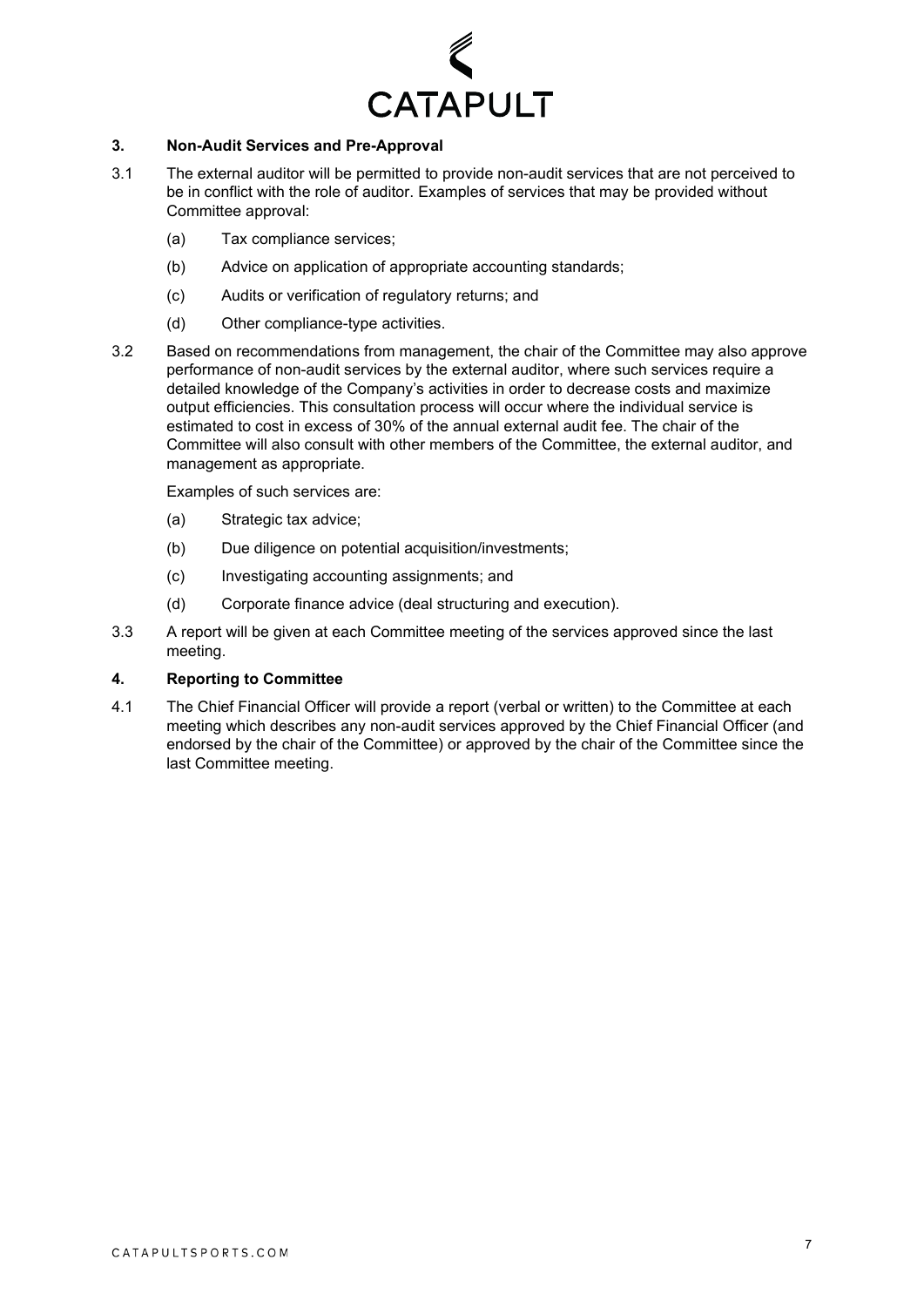## 3. Non-Audit Services and Pre-Approval

3.1 The external auditor will be permitted to provide non-audit services that are not perceived to be in conflict with the role of auditor. Examples of services that may be provided without Committee approval:

(a) Tax compliance services;

(b) Advice on application of appropriate accounting standards;

(c) Audits or verification of regulatory returns; and

(d) Other compliance-type activities.

3.2 Based on recommendations from management, the chair of the Committee may also approve performance of non-audit services by the external auditor, where such services require a detailed knowledge of the Company's activities in order to decrease costs and maximize output efficiencies. This consultation process will occur where the individual service is estimated to cost in excess of 30% of the annual external audit fee. The chair of the Committee will also consult with other members of the Committee, the external auditor, and management as appropriate.

Examples of such services are:

(a) Strategic tax advice;

(b) Due diligence on potential acquisition/investments;

(c) Investigating accounting assignments; and

(d) Corporate finance advice (deal structuring and execution).

3.3 A report will be given at each Committee meeting of the services approved since the last meeting.

## 4. Reporting to Committee

4.1 The Chief Financial Officer will provide a report (verbal or written) to the Committee at each meeting which describes any non-audit services approved by the Chief Financial Officer (and endorsed by the chair of the Committee) or approved by the chair of the Committee since the last Committee meeting.